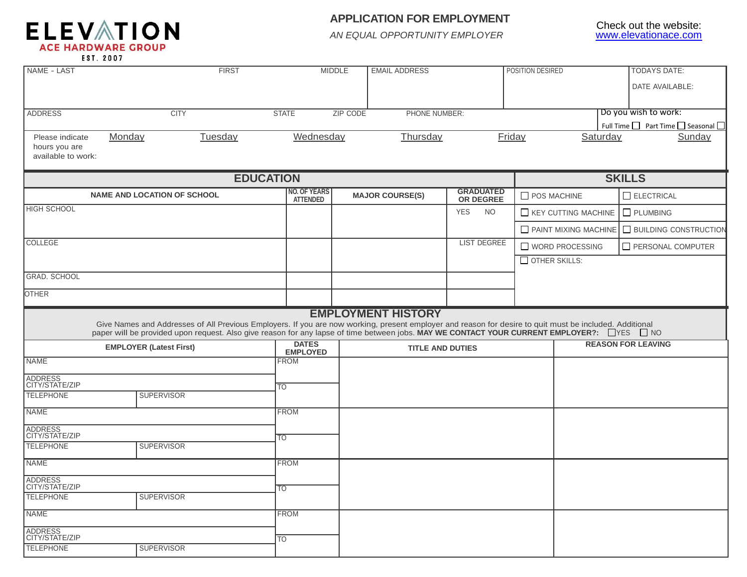ELEVATION
ACE HARDWARE GROUP
EST. 2007

# APPLICATION FOR EMPLOYMENT

*AN EQUAL OPPORTUNITY EMPLOYER*

Check out the website:
www.elevationace.com

| NAME - LAST | FIRST | MIDDLE | EMAIL ADDRESS | POSITION DESIRED | TODAYS DATE: DATE AVAILABLE: |
|---|---|---|---|---|---|
| | | | | | |

| ADDRESS | CITY | STATE | ZIP CODE | PHONE NUMBER: | Do you wish to work: Full Time ☐ Part Time ☐ Seasonal ☐ |
|---|---|---|---|---|---|
| | | | | | |

| Please indicate hours you are available to work: | Monday | Tuesday | Wednesday | Thursday | Friday | Saturday | Sunday |
|---|---|---|---|---|---|---|---|
| | | | | | | | |

## EDUCATION

| NAME AND LOCATION OF SCHOOL | NO. OF YEARS ATTENDED | MAJOR COURSE(S) | GRADUATED OR DEGREE |
|---|---|---|---|
| HIGH SCHOOL | | | YES NO |
| COLLEGE | | | LIST DEGREE |
| GRAD. SCHOOL | | | |
| OTHER | | | |

## SKILLS

| | |
|---|---|
| ☐ POS MACHINE | ☐ ELECTRICAL |
| ☐ KEY CUTTING MACHINE | ☐ PLUMBING |
| ☐ PAINT MIXING MACHINE | ☐ BUILDING CONSTRUCTION |
| ☐ WORD PROCESSING | ☐ PERSONAL COMPUTER |
| ☐ OTHER SKILLS: | |

## EMPLOYMENT HISTORY

Give Names and Addresses of All Previous Employers. If you are now working, present employer and reason for desire to quit must be included. Additional paper will be provided upon request. Also give reason for any lapse of time between jobs. **MAY WE CONTACT YOUR CURRENT EMPLOYER?:** ☐YES ☐ NO

| EMPLOYER (Latest First) | | DATES EMPLOYED | TITLE AND DUTIES | REASON FOR LEAVING |
|---|---|---|---|---|
| NAME | | FROM | | |
| ADDRESS CITY/STATE/ZIP | | TO | | |
| TELEPHONE | SUPERVISOR | | | |
| NAME | | FROM | | |
| ADDRESS CITY/STATE/ZIP | | TO | | |
| TELEPHONE | SUPERVISOR | | | |
| NAME | | FROM | | |
| ADDRESS CITY/STATE/ZIP | | TO | | |
| TELEPHONE | SUPERVISOR | | | |
| NAME | | FROM | | |
| ADDRESS CITY/STATE/ZIP | | TO | | |
| TELEPHONE | SUPERVISOR | | | |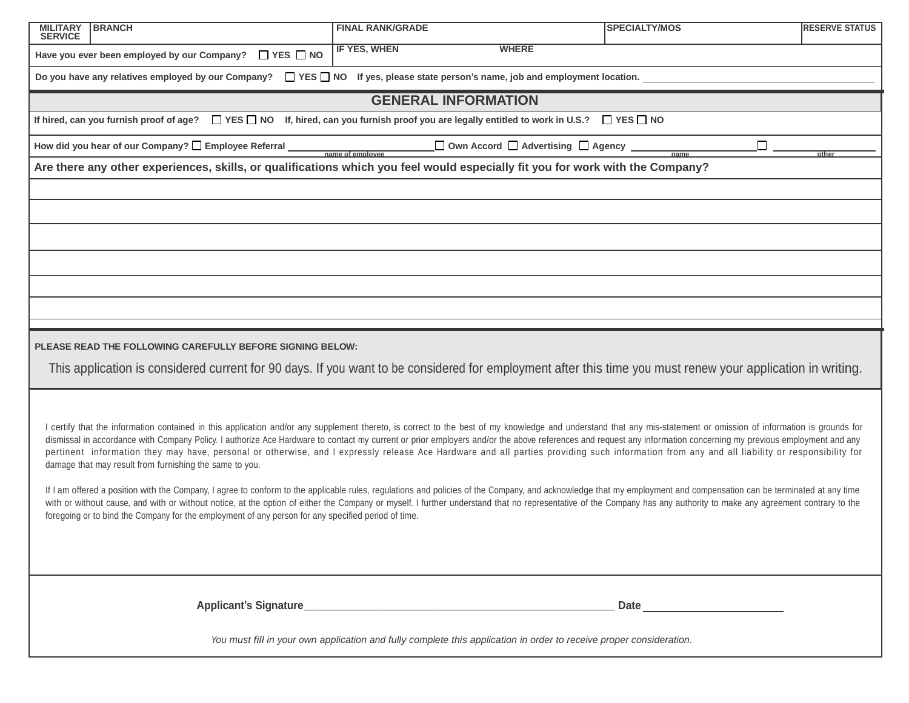| MILITARY SERVICE | BRANCH | FINAL RANK/GRADE | SPECIALTY/MOS | RESERVE STATUS |
|---|---|---|---|---|

Have you ever been employed by our Company? ☐ YES ☐ NO | IF YES, WHEN WHERE

Do you have any relatives employed by our Company? ☐ YES ☐ NO If yes, please state person's name, job and employment location. ______________________________

## GENERAL INFORMATION

If hired, can you furnish proof of age? ☐ YES ☐ NO If, hired, can you furnish proof you are legally entitled to work in U.S.? ☐ YES ☐ NO

How did you hear of our Company? ☐ Employee Referral ______________________ (name of employee) ☐ Own Accord ☐ Advertising ☐ Agency ______________________ (name) ☐ ______________________ (other)

Are there any other experiences, skills, or qualifications which you feel would especially fit you for work with the Company?

______________________________________________________________________________

______________________________________________________________________________

______________________________________________________________________________

______________________________________________________________________________

______________________________________________________________________________

______________________________________________________________________________

**PLEASE READ THE FOLLOWING CAREFULLY BEFORE SIGNING BELOW:**

This application is considered current for 90 days. If you want to be considered for employment after this time you must renew your application in writing.

I certify that the information contained in this application and/or any supplement thereto, is correct to the best of my knowledge and understand that any mis-statement or omission of information is grounds for dismissal in accordance with Company Policy. I authorize Ace Hardware to contact my current or prior employers and/or the above references and request any information concerning my previous employment and any pertinent information they may have, personal or otherwise, and I expressly release Ace Hardware and all parties providing such information from any and all liability or responsibility for damage that may result from furnishing the same to you.

If I am offered a position with the Company, I agree to conform to the applicable rules, regulations and policies of the Company, and acknowledge that my employment and compensation can be terminated at any time with or without cause, and with or without notice, at the option of either the Company or myself. I further understand that no representative of the Company has any authority to make any agreement contrary to the foregoing or to bind the Company for the employment of any person for any specified period of time.

**Applicant's Signature**______________________________________________ **Date** ______________________

*You must fill in your own application and fully complete this application in order to receive proper consideration.*